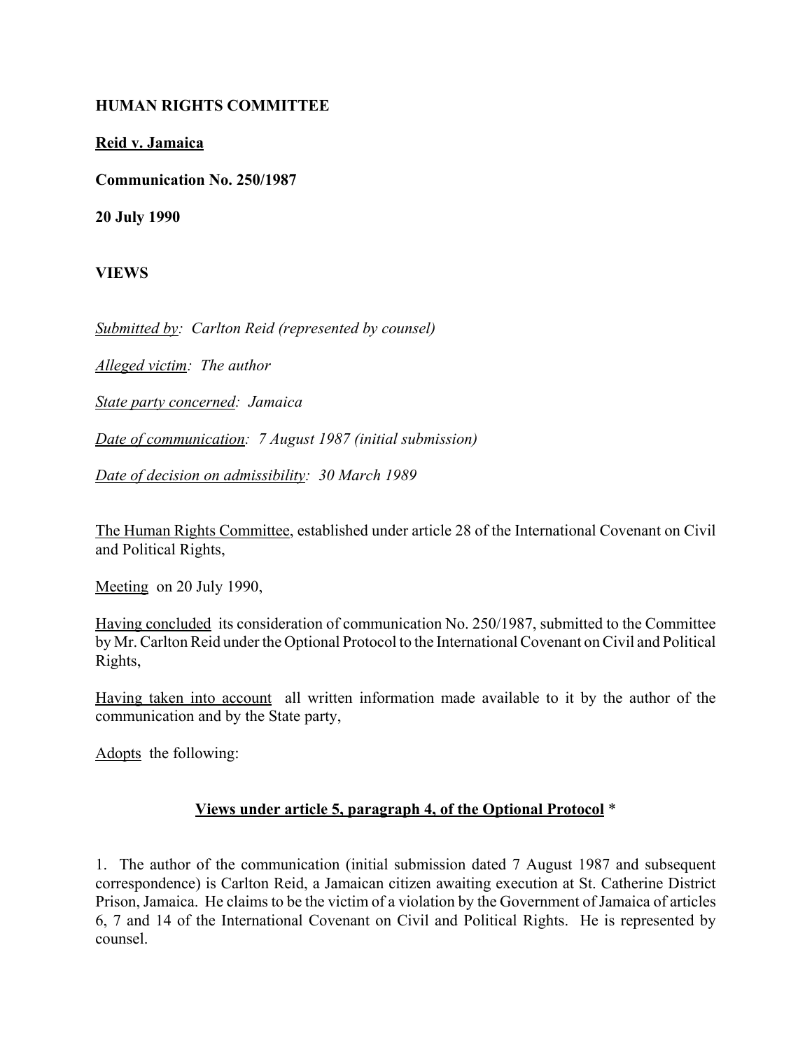**HUMAN RIGHTS COMMITTEE**

**Reid v. Jamaica**

**Communication No. 250/1987**

**20 July 1990**

**VIEWS**

*Submitted by: Carlton Reid (represented by counsel)*

*Alleged victim: The author*

*State party concerned: Jamaica*

*Date of communication: 7 August 1987 (initial submission)*

*Date of decision on admissibility: 30 March 1989*

The Human Rights Committee, established under article 28 of the International Covenant on Civil and Political Rights,

Meeting on 20 July 1990,

Having concluded its consideration of communication No. 250/1987, submitted to the Committee by Mr. Carlton Reid under the Optional Protocol to the International Covenant on Civil and Political Rights,

Having taken into account all written information made available to it by the author of the communication and by the State party,

Adopts the following:

**Views under article 5, paragraph 4, of the Optional Protocol** *

1. The author of the communication (initial submission dated 7 August 1987 and subsequent correspondence) is Carlton Reid, a Jamaican citizen awaiting execution at St. Catherine District Prison, Jamaica. He claims to be the victim of a violation by the Government of Jamaica of articles 6, 7 and 14 of the International Covenant on Civil and Political Rights. He is represented by counsel.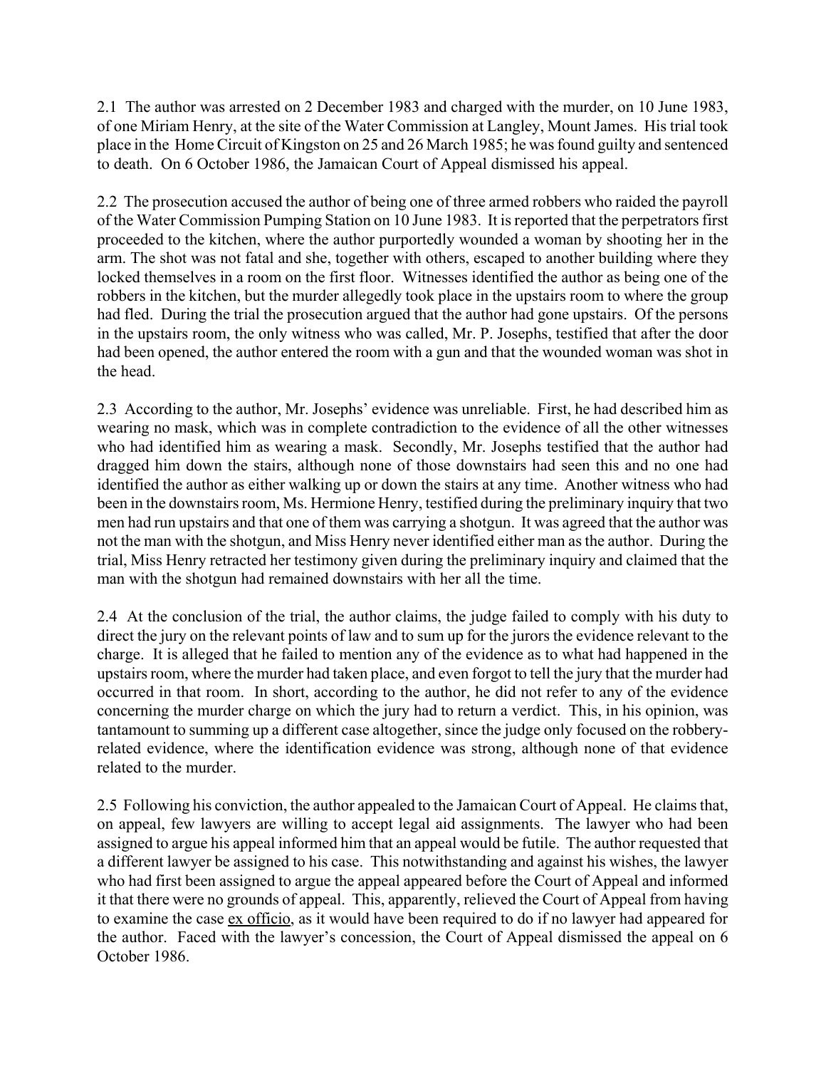2.1 The author was arrested on 2 December 1983 and charged with the murder, on 10 June 1983, of one Miriam Henry, at the site of the Water Commission at Langley, Mount James. His trial took place in the Home Circuit of Kingston on 25 and 26 March 1985; he was found guilty and sentenced to death. On 6 October 1986, the Jamaican Court of Appeal dismissed his appeal.

2.2 The prosecution accused the author of being one of three armed robbers who raided the payroll of the Water Commission Pumping Station on 10 June 1983. It is reported that the perpetrators first proceeded to the kitchen, where the author purportedly wounded a woman by shooting her in the arm. The shot was not fatal and she, together with others, escaped to another building where they locked themselves in a room on the first floor. Witnesses identified the author as being one of the robbers in the kitchen, but the murder allegedly took place in the upstairs room to where the group had fled. During the trial the prosecution argued that the author had gone upstairs. Of the persons in the upstairs room, the only witness who was called, Mr. P. Josephs, testified that after the door had been opened, the author entered the room with a gun and that the wounded woman was shot in the head.

2.3 According to the author, Mr. Josephs' evidence was unreliable. First, he had described him as wearing no mask, which was in complete contradiction to the evidence of all the other witnesses who had identified him as wearing a mask. Secondly, Mr. Josephs testified that the author had dragged him down the stairs, although none of those downstairs had seen this and no one had identified the author as either walking up or down the stairs at any time. Another witness who had been in the downstairs room, Ms. Hermione Henry, testified during the preliminary inquiry that two men had run upstairs and that one of them was carrying a shotgun. It was agreed that the author was not the man with the shotgun, and Miss Henry never identified either man as the author. During the trial, Miss Henry retracted her testimony given during the preliminary inquiry and claimed that the man with the shotgun had remained downstairs with her all the time.

2.4 At the conclusion of the trial, the author claims, the judge failed to comply with his duty to direct the jury on the relevant points of law and to sum up for the jurors the evidence relevant to the charge. It is alleged that he failed to mention any of the evidence as to what had happened in the upstairs room, where the murder had taken place, and even forgot to tell the jury that the murder had occurred in that room. In short, according to the author, he did not refer to any of the evidence concerning the murder charge on which the jury had to return a verdict. This, in his opinion, was tantamount to summing up a different case altogether, since the judge only focused on the robbery-related evidence, where the identification evidence was strong, although none of that evidence related to the murder.

2.5 Following his conviction, the author appealed to the Jamaican Court of Appeal. He claims that, on appeal, few lawyers are willing to accept legal aid assignments. The lawyer who had been assigned to argue his appeal informed him that an appeal would be futile. The author requested that a different lawyer be assigned to his case. This notwithstanding and against his wishes, the lawyer who had first been assigned to argue the appeal appeared before the Court of Appeal and informed it that there were no grounds of appeal. This, apparently, relieved the Court of Appeal from having to examine the case <u>ex officio</u>, as it would have been required to do if no lawyer had appeared for the author. Faced with the lawyer's concession, the Court of Appeal dismissed the appeal on 6 October 1986.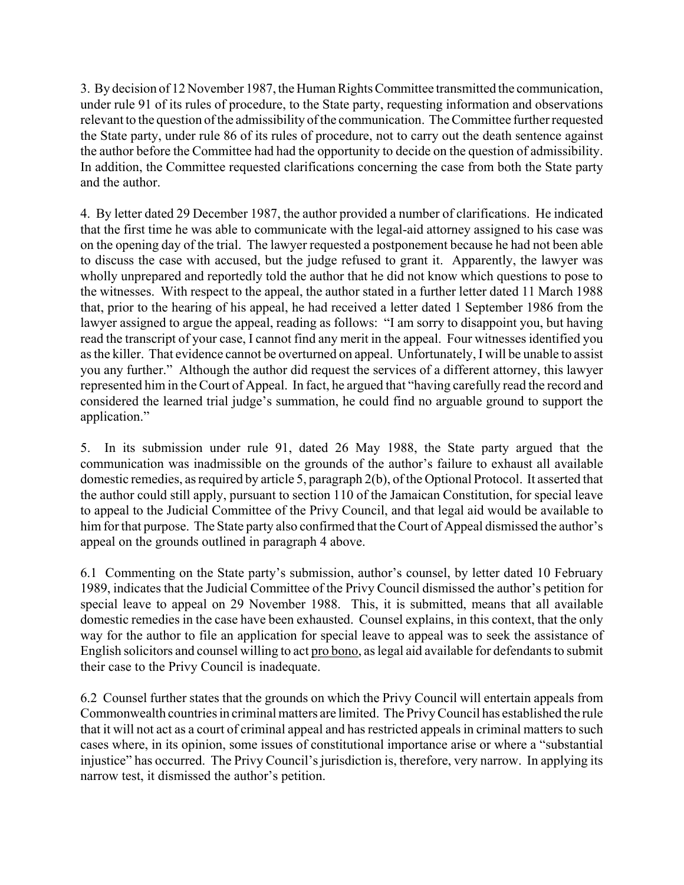3. By decision of 12 November 1987, the Human Rights Committee transmitted the communication, under rule 91 of its rules of procedure, to the State party, requesting information and observations relevant to the question of the admissibility of the communication. The Committee further requested the State party, under rule 86 of its rules of procedure, not to carry out the death sentence against the author before the Committee had had the opportunity to decide on the question of admissibility. In addition, the Committee requested clarifications concerning the case from both the State party and the author.

4. By letter dated 29 December 1987, the author provided a number of clarifications. He indicated that the first time he was able to communicate with the legal-aid attorney assigned to his case was on the opening day of the trial. The lawyer requested a postponement because he had not been able to discuss the case with accused, but the judge refused to grant it. Apparently, the lawyer was wholly unprepared and reportedly told the author that he did not know which questions to pose to the witnesses. With respect to the appeal, the author stated in a further letter dated 11 March 1988 that, prior to the hearing of his appeal, he had received a letter dated 1 September 1986 from the lawyer assigned to argue the appeal, reading as follows: "I am sorry to disappoint you, but having read the transcript of your case, I cannot find any merit in the appeal. Four witnesses identified you as the killer. That evidence cannot be overturned on appeal. Unfortunately, I will be unable to assist you any further." Although the author did request the services of a different attorney, this lawyer represented him in the Court of Appeal. In fact, he argued that "having carefully read the record and considered the learned trial judge's summation, he could find no arguable ground to support the application."

5. In its submission under rule 91, dated 26 May 1988, the State party argued that the communication was inadmissible on the grounds of the author's failure to exhaust all available domestic remedies, as required by article 5, paragraph 2(b), of the Optional Protocol. It asserted that the author could still apply, pursuant to section 110 of the Jamaican Constitution, for special leave to appeal to the Judicial Committee of the Privy Council, and that legal aid would be available to him for that purpose. The State party also confirmed that the Court of Appeal dismissed the author's appeal on the grounds outlined in paragraph 4 above.

6.1 Commenting on the State party's submission, author's counsel, by letter dated 10 February 1989, indicates that the Judicial Committee of the Privy Council dismissed the author's petition for special leave to appeal on 29 November 1988. This, it is submitted, means that all available domestic remedies in the case have been exhausted. Counsel explains, in this context, that the only way for the author to file an application for special leave to appeal was to seek the assistance of English solicitors and counsel willing to act pro bono, as legal aid available for defendants to submit their case to the Privy Council is inadequate.

6.2 Counsel further states that the grounds on which the Privy Council will entertain appeals from Commonwealth countries in criminal matters are limited. The Privy Council has established the rule that it will not act as a court of criminal appeal and has restricted appeals in criminal matters to such cases where, in its opinion, some issues of constitutional importance arise or where a "substantial injustice" has occurred. The Privy Council's jurisdiction is, therefore, very narrow. In applying its narrow test, it dismissed the author's petition.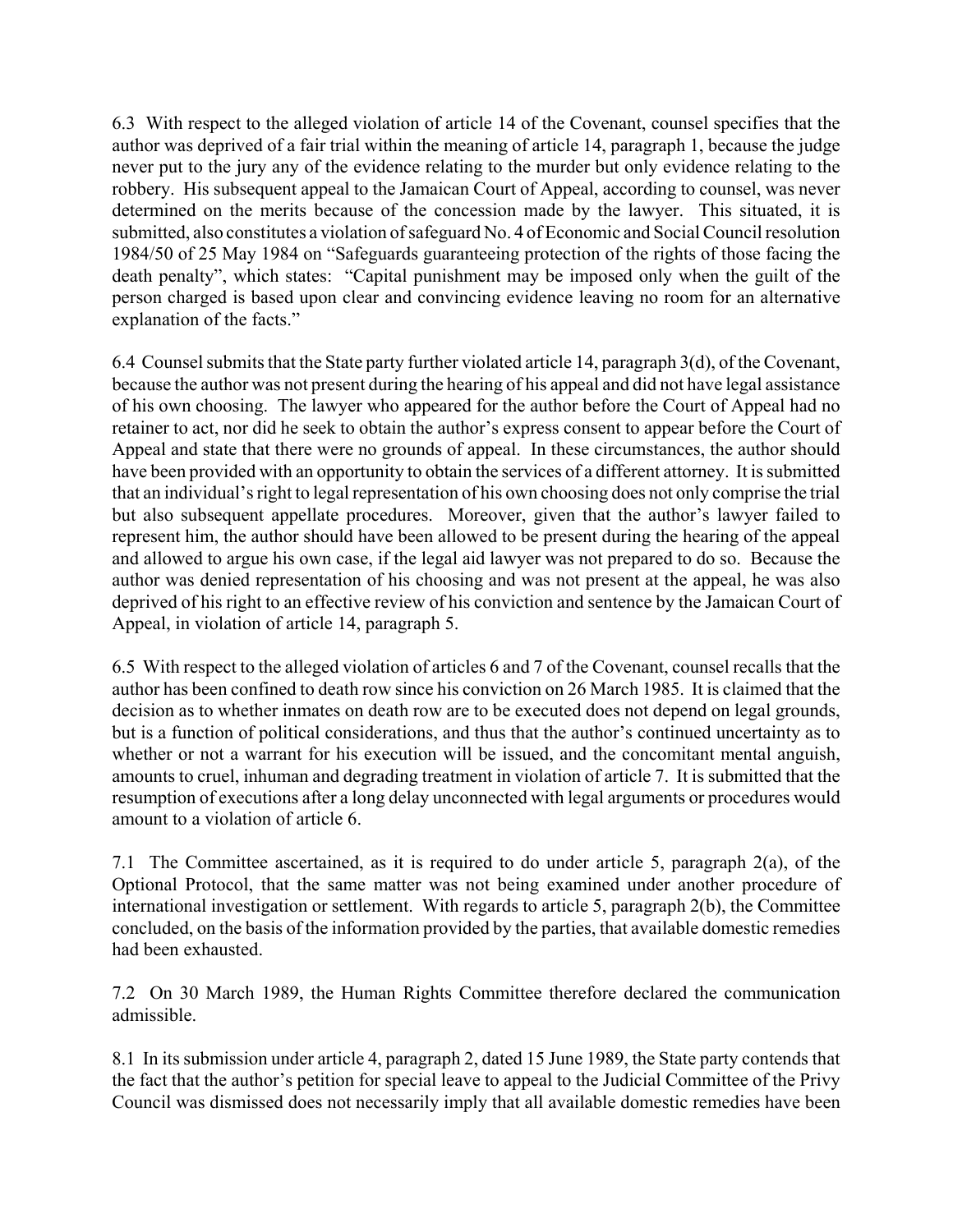6.3 With respect to the alleged violation of article 14 of the Covenant, counsel specifies that the author was deprived of a fair trial within the meaning of article 14, paragraph 1, because the judge never put to the jury any of the evidence relating to the murder but only evidence relating to the robbery. His subsequent appeal to the Jamaican Court of Appeal, according to counsel, was never determined on the merits because of the concession made by the lawyer. This situated, it is submitted, also constitutes a violation of safeguard No. 4 of Economic and Social Council resolution 1984/50 of 25 May 1984 on "Safeguards guaranteeing protection of the rights of those facing the death penalty", which states: "Capital punishment may be imposed only when the guilt of the person charged is based upon clear and convincing evidence leaving no room for an alternative explanation of the facts."

6.4 Counsel submits that the State party further violated article 14, paragraph 3(d), of the Covenant, because the author was not present during the hearing of his appeal and did not have legal assistance of his own choosing. The lawyer who appeared for the author before the Court of Appeal had no retainer to act, nor did he seek to obtain the author's express consent to appear before the Court of Appeal and state that there were no grounds of appeal. In these circumstances, the author should have been provided with an opportunity to obtain the services of a different attorney. It is submitted that an individual's right to legal representation of his own choosing does not only comprise the trial but also subsequent appellate procedures. Moreover, given that the author's lawyer failed to represent him, the author should have been allowed to be present during the hearing of the appeal and allowed to argue his own case, if the legal aid lawyer was not prepared to do so. Because the author was denied representation of his choosing and was not present at the appeal, he was also deprived of his right to an effective review of his conviction and sentence by the Jamaican Court of Appeal, in violation of article 14, paragraph 5.

6.5 With respect to the alleged violation of articles 6 and 7 of the Covenant, counsel recalls that the author has been confined to death row since his conviction on 26 March 1985. It is claimed that the decision as to whether inmates on death row are to be executed does not depend on legal grounds, but is a function of political considerations, and thus that the author's continued uncertainty as to whether or not a warrant for his execution will be issued, and the concomitant mental anguish, amounts to cruel, inhuman and degrading treatment in violation of article 7. It is submitted that the resumption of executions after a long delay unconnected with legal arguments or procedures would amount to a violation of article 6.

7.1 The Committee ascertained, as it is required to do under article 5, paragraph 2(a), of the Optional Protocol, that the same matter was not being examined under another procedure of international investigation or settlement. With regards to article 5, paragraph 2(b), the Committee concluded, on the basis of the information provided by the parties, that available domestic remedies had been exhausted.

7.2 On 30 March 1989, the Human Rights Committee therefore declared the communication admissible.

8.1 In its submission under article 4, paragraph 2, dated 15 June 1989, the State party contends that the fact that the author's petition for special leave to appeal to the Judicial Committee of the Privy Council was dismissed does not necessarily imply that all available domestic remedies have been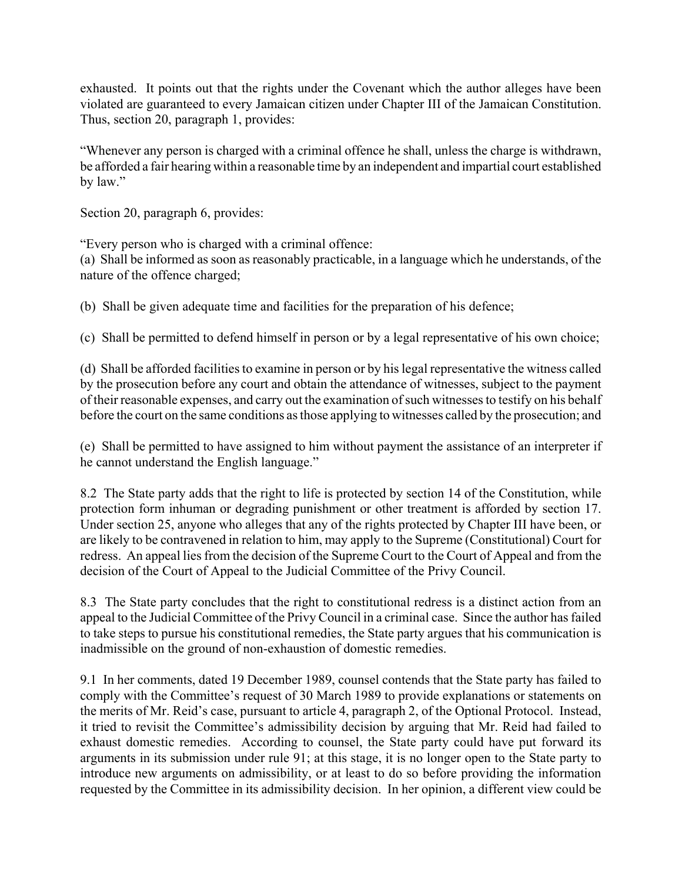exhausted. It points out that the rights under the Covenant which the author alleges have been violated are guaranteed to every Jamaican citizen under Chapter III of the Jamaican Constitution. Thus, section 20, paragraph 1, provides:

"Whenever any person is charged with a criminal offence he shall, unless the charge is withdrawn, be afforded a fair hearing within a reasonable time by an independent and impartial court established by law."

Section 20, paragraph 6, provides:

"Every person who is charged with a criminal offence:
(a) Shall be informed as soon as reasonably practicable, in a language which he understands, of the nature of the offence charged;

(b) Shall be given adequate time and facilities for the preparation of his defence;

(c) Shall be permitted to defend himself in person or by a legal representative of his own choice;

(d) Shall be afforded facilities to examine in person or by his legal representative the witness called by the prosecution before any court and obtain the attendance of witnesses, subject to the payment of their reasonable expenses, and carry out the examination of such witnesses to testify on his behalf before the court on the same conditions as those applying to witnesses called by the prosecution; and

(e) Shall be permitted to have assigned to him without payment the assistance of an interpreter if he cannot understand the English language."

8.2 The State party adds that the right to life is protected by section 14 of the Constitution, while protection form inhuman or degrading punishment or other treatment is afforded by section 17. Under section 25, anyone who alleges that any of the rights protected by Chapter III have been, or are likely to be contravened in relation to him, may apply to the Supreme (Constitutional) Court for redress. An appeal lies from the decision of the Supreme Court to the Court of Appeal and from the decision of the Court of Appeal to the Judicial Committee of the Privy Council.

8.3 The State party concludes that the right to constitutional redress is a distinct action from an appeal to the Judicial Committee of the Privy Council in a criminal case. Since the author has failed to take steps to pursue his constitutional remedies, the State party argues that his communication is inadmissible on the ground of non-exhaustion of domestic remedies.

9.1 In her comments, dated 19 December 1989, counsel contends that the State party has failed to comply with the Committee's request of 30 March 1989 to provide explanations or statements on the merits of Mr. Reid's case, pursuant to article 4, paragraph 2, of the Optional Protocol. Instead, it tried to revisit the Committee's admissibility decision by arguing that Mr. Reid had failed to exhaust domestic remedies. According to counsel, the State party could have put forward its arguments in its submission under rule 91; at this stage, it is no longer open to the State party to introduce new arguments on admissibility, or at least to do so before providing the information requested by the Committee in its admissibility decision. In her opinion, a different view could be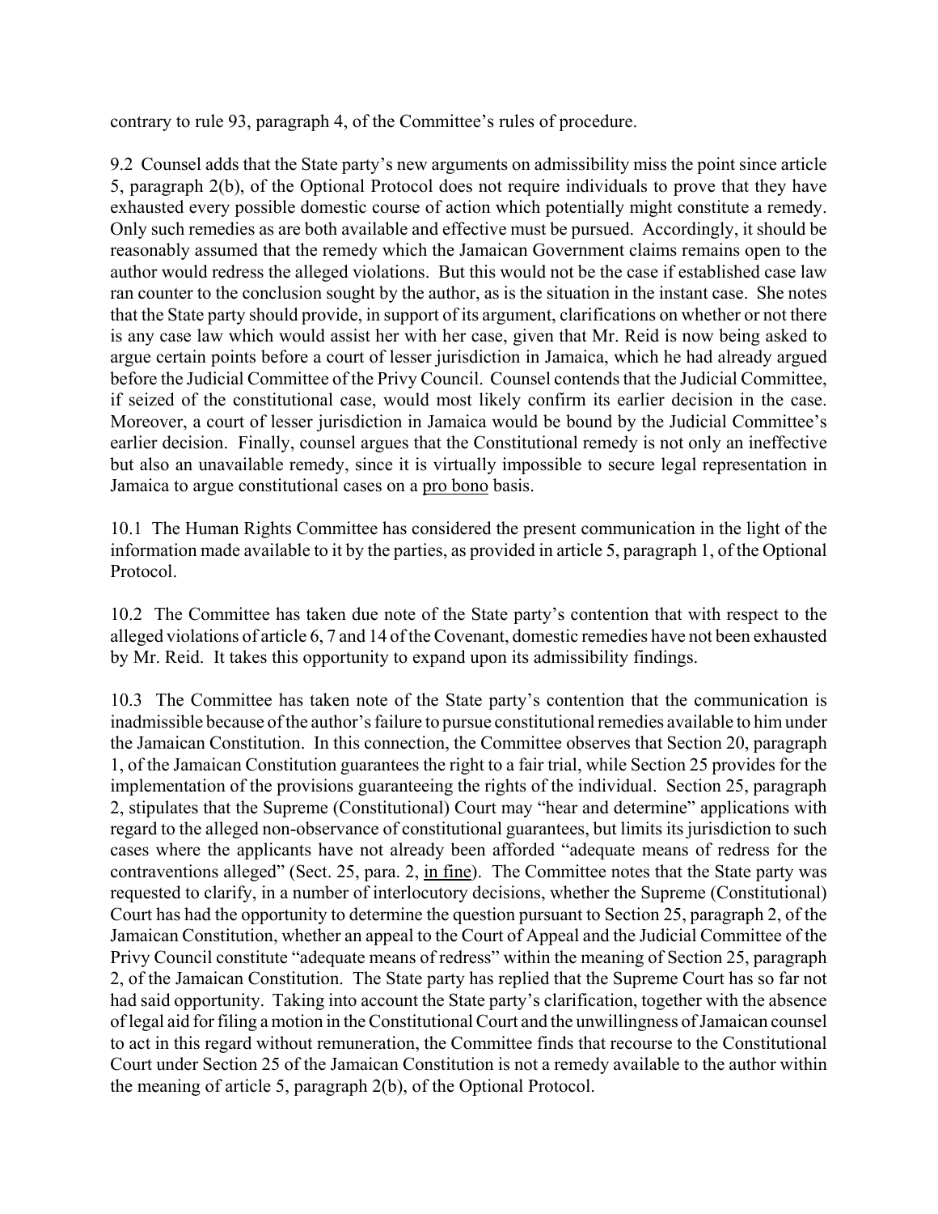contrary to rule 93, paragraph 4, of the Committee's rules of procedure.

9.2 Counsel adds that the State party's new arguments on admissibility miss the point since article 5, paragraph 2(b), of the Optional Protocol does not require individuals to prove that they have exhausted every possible domestic course of action which potentially might constitute a remedy. Only such remedies as are both available and effective must be pursued. Accordingly, it should be reasonably assumed that the remedy which the Jamaican Government claims remains open to the author would redress the alleged violations. But this would not be the case if established case law ran counter to the conclusion sought by the author, as is the situation in the instant case. She notes that the State party should provide, in support of its argument, clarifications on whether or not there is any case law which would assist her with her case, given that Mr. Reid is now being asked to argue certain points before a court of lesser jurisdiction in Jamaica, which he had already argued before the Judicial Committee of the Privy Council. Counsel contends that the Judicial Committee, if seized of the constitutional case, would most likely confirm its earlier decision in the case. Moreover, a court of lesser jurisdiction in Jamaica would be bound by the Judicial Committee's earlier decision. Finally, counsel argues that the Constitutional remedy is not only an ineffective but also an unavailable remedy, since it is virtually impossible to secure legal representation in Jamaica to argue constitutional cases on a pro bono basis.

10.1 The Human Rights Committee has considered the present communication in the light of the information made available to it by the parties, as provided in article 5, paragraph 1, of the Optional Protocol.

10.2 The Committee has taken due note of the State party's contention that with respect to the alleged violations of article 6, 7 and 14 of the Covenant, domestic remedies have not been exhausted by Mr. Reid. It takes this opportunity to expand upon its admissibility findings.

10.3 The Committee has taken note of the State party's contention that the communication is inadmissible because of the author's failure to pursue constitutional remedies available to him under the Jamaican Constitution. In this connection, the Committee observes that Section 20, paragraph 1, of the Jamaican Constitution guarantees the right to a fair trial, while Section 25 provides for the implementation of the provisions guaranteeing the rights of the individual. Section 25, paragraph 2, stipulates that the Supreme (Constitutional) Court may "hear and determine" applications with regard to the alleged non-observance of constitutional guarantees, but limits its jurisdiction to such cases where the applicants have not already been afforded "adequate means of redress for the contraventions alleged" (Sect. 25, para. 2, in fine). The Committee notes that the State party was requested to clarify, in a number of interlocutory decisions, whether the Supreme (Constitutional) Court has had the opportunity to determine the question pursuant to Section 25, paragraph 2, of the Jamaican Constitution, whether an appeal to the Court of Appeal and the Judicial Committee of the Privy Council constitute "adequate means of redress" within the meaning of Section 25, paragraph 2, of the Jamaican Constitution. The State party has replied that the Supreme Court has so far not had said opportunity. Taking into account the State party's clarification, together with the absence of legal aid for filing a motion in the Constitutional Court and the unwillingness of Jamaican counsel to act in this regard without remuneration, the Committee finds that recourse to the Constitutional Court under Section 25 of the Jamaican Constitution is not a remedy available to the author within the meaning of article 5, paragraph 2(b), of the Optional Protocol.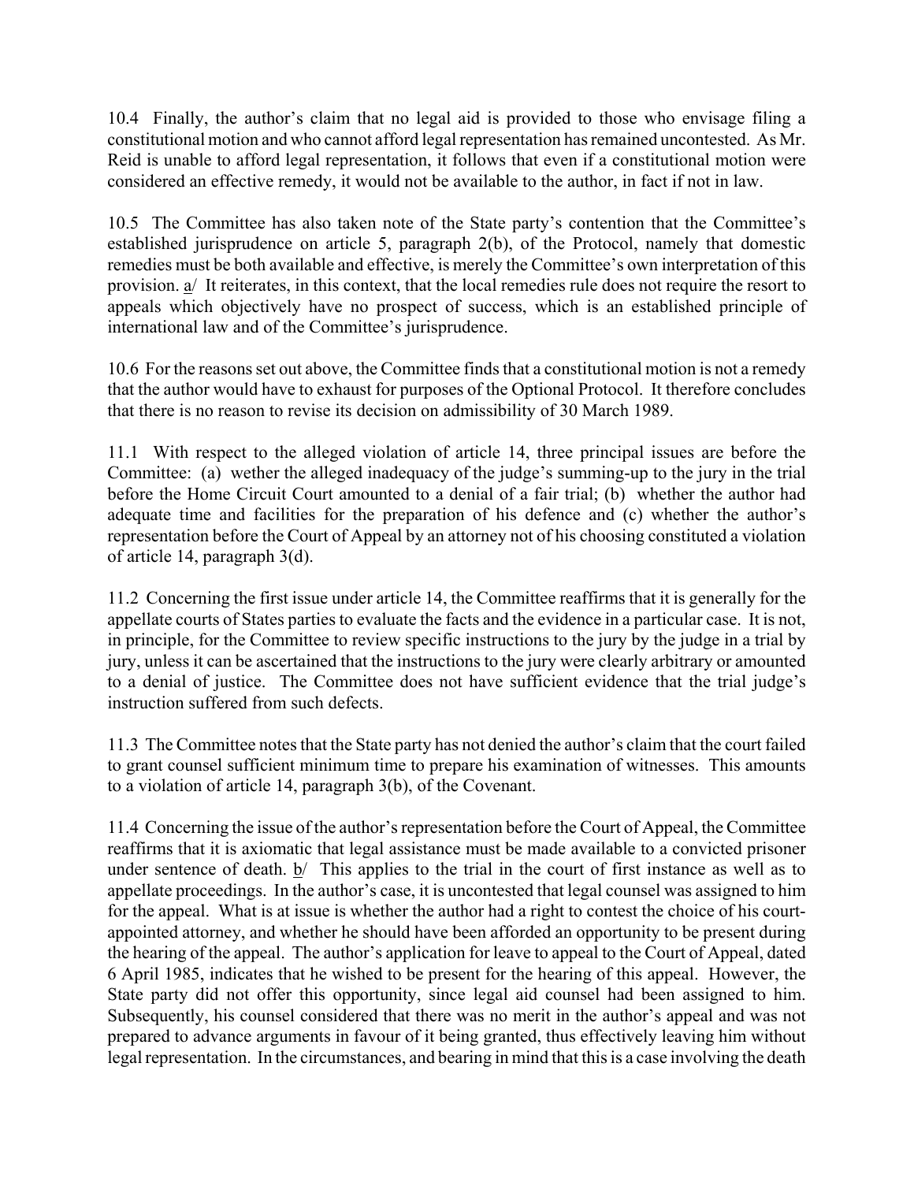10.4 Finally, the author's claim that no legal aid is provided to those who envisage filing a constitutional motion and who cannot afford legal representation has remained uncontested. As Mr. Reid is unable to afford legal representation, it follows that even if a constitutional motion were considered an effective remedy, it would not be available to the author, in fact if not in law.

10.5 The Committee has also taken note of the State party's contention that the Committee's established jurisprudence on article 5, paragraph 2(b), of the Protocol, namely that domestic remedies must be both available and effective, is merely the Committee's own interpretation of this provision. a/ It reiterates, in this context, that the local remedies rule does not require the resort to appeals which objectively have no prospect of success, which is an established principle of international law and of the Committee's jurisprudence.

10.6 For the reasons set out above, the Committee finds that a constitutional motion is not a remedy that the author would have to exhaust for purposes of the Optional Protocol. It therefore concludes that there is no reason to revise its decision on admissibility of 30 March 1989.

11.1 With respect to the alleged violation of article 14, three principal issues are before the Committee: (a) wether the alleged inadequacy of the judge's summing-up to the jury in the trial before the Home Circuit Court amounted to a denial of a fair trial; (b) whether the author had adequate time and facilities for the preparation of his defence and (c) whether the author's representation before the Court of Appeal by an attorney not of his choosing constituted a violation of article 14, paragraph 3(d).

11.2 Concerning the first issue under article 14, the Committee reaffirms that it is generally for the appellate courts of States parties to evaluate the facts and the evidence in a particular case. It is not, in principle, for the Committee to review specific instructions to the jury by the judge in a trial by jury, unless it can be ascertained that the instructions to the jury were clearly arbitrary or amounted to a denial of justice. The Committee does not have sufficient evidence that the trial judge's instruction suffered from such defects.

11.3 The Committee notes that the State party has not denied the author's claim that the court failed to grant counsel sufficient minimum time to prepare his examination of witnesses. This amounts to a violation of article 14, paragraph 3(b), of the Covenant.

11.4 Concerning the issue of the author's representation before the Court of Appeal, the Committee reaffirms that it is axiomatic that legal assistance must be made available to a convicted prisoner under sentence of death. b/ This applies to the trial in the court of first instance as well as to appellate proceedings. In the author's case, it is uncontested that legal counsel was assigned to him for the appeal. What is at issue is whether the author had a right to contest the choice of his court-appointed attorney, and whether he should have been afforded an opportunity to be present during the hearing of the appeal. The author's application for leave to appeal to the Court of Appeal, dated 6 April 1985, indicates that he wished to be present for the hearing of this appeal. However, the State party did not offer this opportunity, since legal aid counsel had been assigned to him. Subsequently, his counsel considered that there was no merit in the author's appeal and was not prepared to advance arguments in favour of it being granted, thus effectively leaving him without legal representation. In the circumstances, and bearing in mind that this is a case involving the death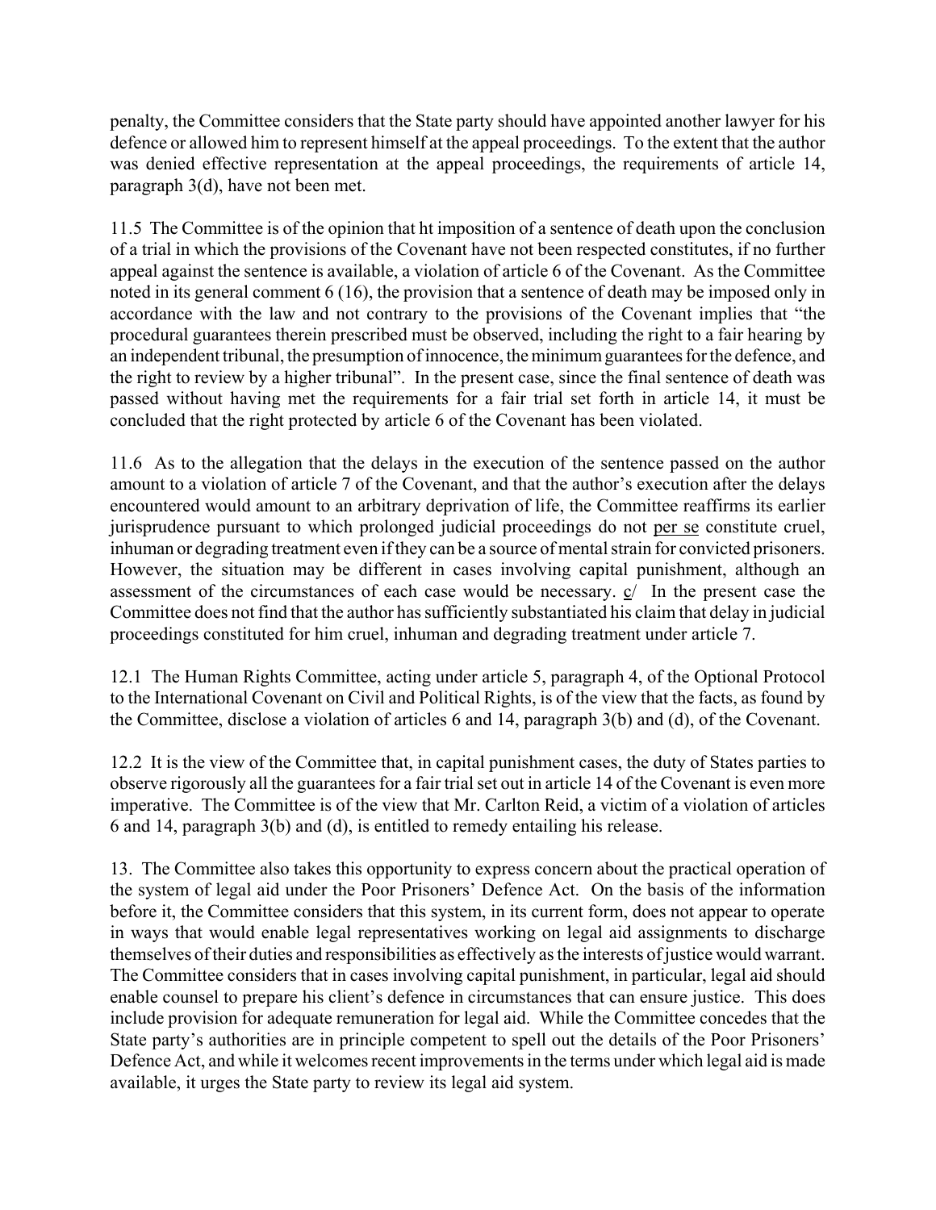penalty, the Committee considers that the State party should have appointed another lawyer for his defence or allowed him to represent himself at the appeal proceedings. To the extent that the author was denied effective representation at the appeal proceedings, the requirements of article 14, paragraph 3(d), have not been met.

11.5 The Committee is of the opinion that ht imposition of a sentence of death upon the conclusion of a trial in which the provisions of the Covenant have not been respected constitutes, if no further appeal against the sentence is available, a violation of article 6 of the Covenant. As the Committee noted in its general comment 6 (16), the provision that a sentence of death may be imposed only in accordance with the law and not contrary to the provisions of the Covenant implies that "the procedural guarantees therein prescribed must be observed, including the right to a fair hearing by an independent tribunal, the presumption of innocence, the minimum guarantees for the defence, and the right to review by a higher tribunal". In the present case, since the final sentence of death was passed without having met the requirements for a fair trial set forth in article 14, it must be concluded that the right protected by article 6 of the Covenant has been violated.

11.6 As to the allegation that the delays in the execution of the sentence passed on the author amount to a violation of article 7 of the Covenant, and that the author's execution after the delays encountered would amount to an arbitrary deprivation of life, the Committee reaffirms its earlier jurisprudence pursuant to which prolonged judicial proceedings do not per se constitute cruel, inhuman or degrading treatment even if they can be a source of mental strain for convicted prisoners. However, the situation may be different in cases involving capital punishment, although an assessment of the circumstances of each case would be necessary. c/ In the present case the Committee does not find that the author has sufficiently substantiated his claim that delay in judicial proceedings constituted for him cruel, inhuman and degrading treatment under article 7.

12.1 The Human Rights Committee, acting under article 5, paragraph 4, of the Optional Protocol to the International Covenant on Civil and Political Rights, is of the view that the facts, as found by the Committee, disclose a violation of articles 6 and 14, paragraph 3(b) and (d), of the Covenant.

12.2 It is the view of the Committee that, in capital punishment cases, the duty of States parties to observe rigorously all the guarantees for a fair trial set out in article 14 of the Covenant is even more imperative. The Committee is of the view that Mr. Carlton Reid, a victim of a violation of articles 6 and 14, paragraph 3(b) and (d), is entitled to remedy entailing his release.

13. The Committee also takes this opportunity to express concern about the practical operation of the system of legal aid under the Poor Prisoners' Defence Act. On the basis of the information before it, the Committee considers that this system, in its current form, does not appear to operate in ways that would enable legal representatives working on legal aid assignments to discharge themselves of their duties and responsibilities as effectively as the interests of justice would warrant. The Committee considers that in cases involving capital punishment, in particular, legal aid should enable counsel to prepare his client's defence in circumstances that can ensure justice. This does include provision for adequate remuneration for legal aid. While the Committee concedes that the State party's authorities are in principle competent to spell out the details of the Poor Prisoners' Defence Act, and while it welcomes recent improvements in the terms under which legal aid is made available, it urges the State party to review its legal aid system.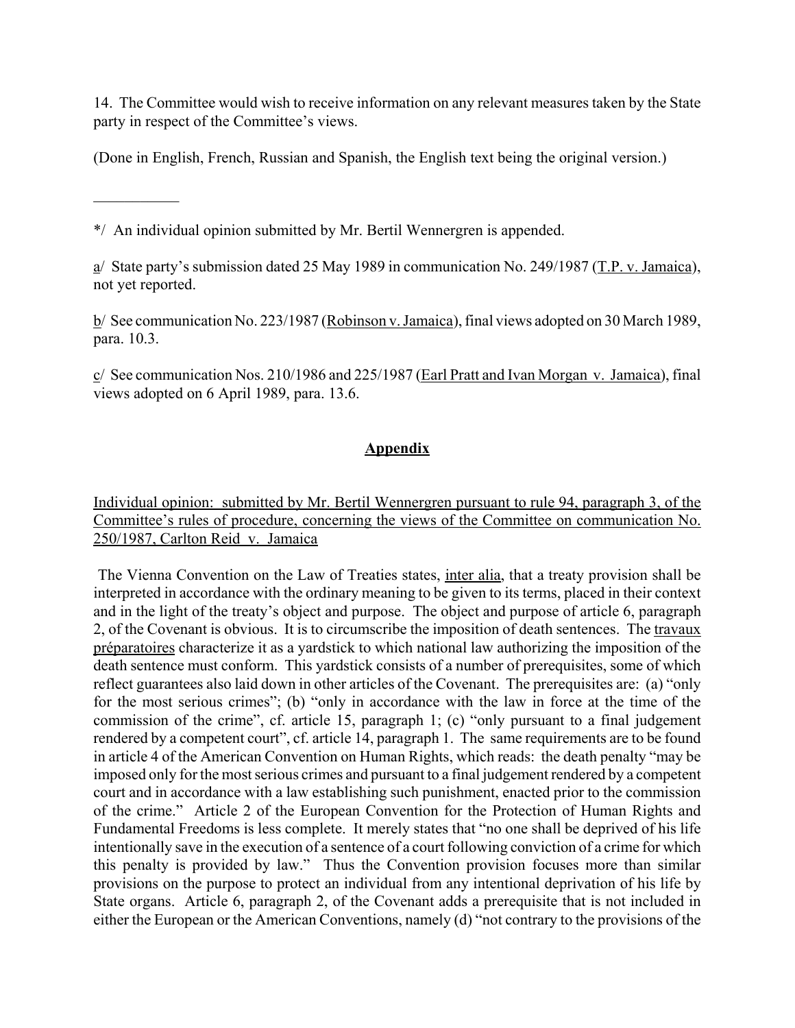14. The Committee would wish to receive information on any relevant measures taken by the State party in respect of the Committee's views.

(Done in English, French, Russian and Spanish, the English text being the original version.)

___________

*/ An individual opinion submitted by Mr. Bertil Wennergren is appended.

a/ State party's submission dated 25 May 1989 in communication No. 249/1987 (T.P. v. Jamaica), not yet reported.

b/ See communication No. 223/1987 (Robinson v. Jamaica), final views adopted on 30 March 1989, para. 10.3.

c/ See communication Nos. 210/1986 and 225/1987 (Earl Pratt and Ivan Morgan v. Jamaica), final views adopted on 6 April 1989, para. 13.6.

## **Appendix**

Individual opinion: submitted by Mr. Bertil Wennergren pursuant to rule 94, paragraph 3, of the Committee's rules of procedure, concerning the views of the Committee on communication No. 250/1987, Carlton Reid v. Jamaica

The Vienna Convention on the Law of Treaties states, *inter alia*, that a treaty provision shall be interpreted in accordance with the ordinary meaning to be given to its terms, placed in their context and in the light of the treaty's object and purpose. The object and purpose of article 6, paragraph 2, of the Covenant is obvious. It is to circumscribe the imposition of death sentences. The *travaux préparatoires* characterize it as a yardstick to which national law authorizing the imposition of the death sentence must conform. This yardstick consists of a number of prerequisites, some of which reflect guarantees also laid down in other articles of the Covenant. The prerequisites are: (a) "only for the most serious crimes"; (b) "only in accordance with the law in force at the time of the commission of the crime", cf. article 15, paragraph 1; (c) "only pursuant to a final judgement rendered by a competent court", cf. article 14, paragraph 1. The same requirements are to be found in article 4 of the American Convention on Human Rights, which reads: the death penalty "may be imposed only for the most serious crimes and pursuant to a final judgement rendered by a competent court and in accordance with a law establishing such punishment, enacted prior to the commission of the crime." Article 2 of the European Convention for the Protection of Human Rights and Fundamental Freedoms is less complete. It merely states that "no one shall be deprived of his life intentionally save in the execution of a sentence of a court following conviction of a crime for which this penalty is provided by law." Thus the Convention provision focuses more than similar provisions on the purpose to protect an individual from any intentional deprivation of his life by State organs. Article 6, paragraph 2, of the Covenant adds a prerequisite that is not included in either the European or the American Conventions, namely (d) "not contrary to the provisions of the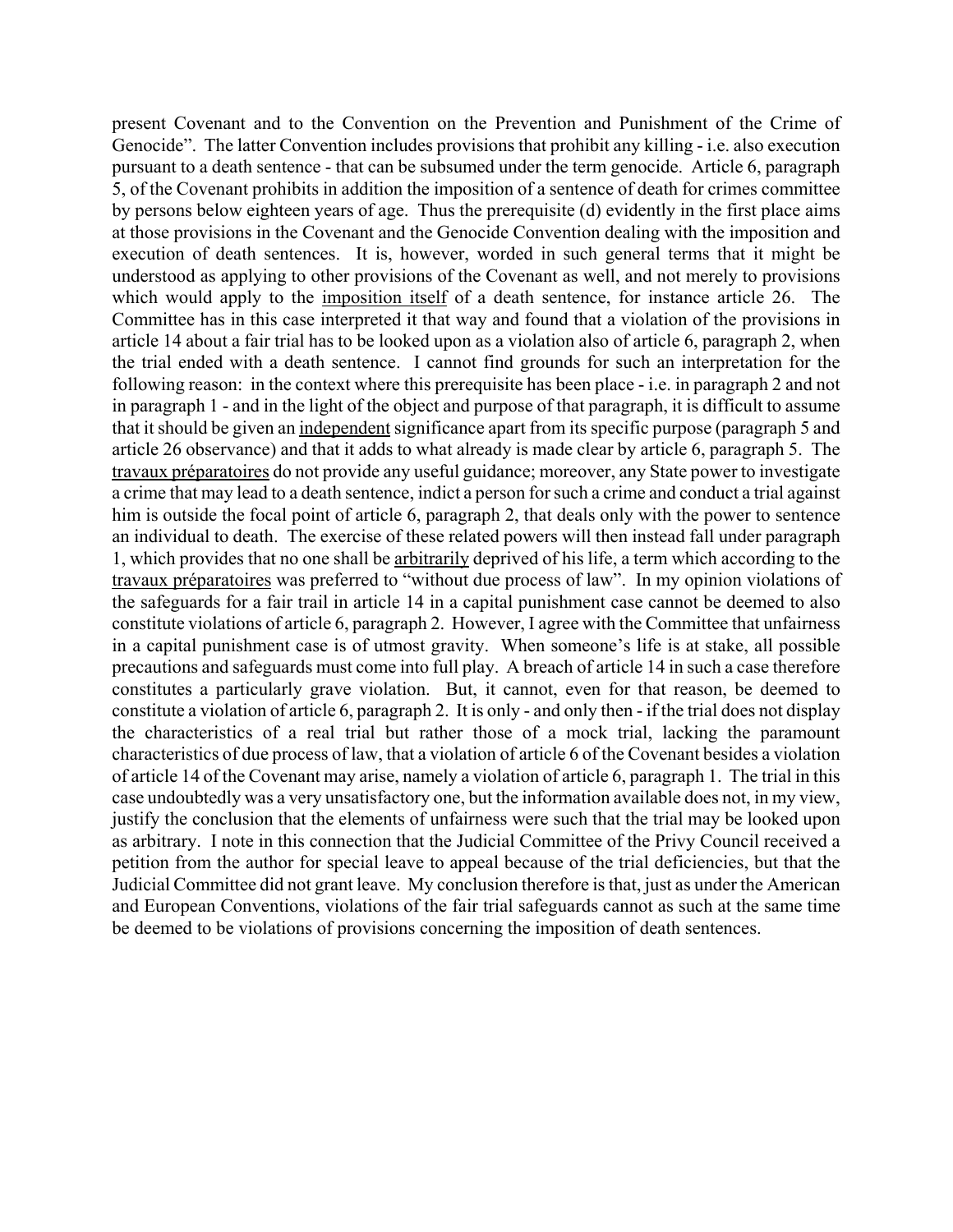present Covenant and to the Convention on the Prevention and Punishment of the Crime of Genocide". The latter Convention includes provisions that prohibit any killing - i.e. also execution pursuant to a death sentence - that can be subsumed under the term genocide. Article 6, paragraph 5, of the Covenant prohibits in addition the imposition of a sentence of death for crimes committee by persons below eighteen years of age. Thus the prerequisite (d) evidently in the first place aims at those provisions in the Covenant and the Genocide Convention dealing with the imposition and execution of death sentences. It is, however, worded in such general terms that it might be understood as applying to other provisions of the Covenant as well, and not merely to provisions which would apply to the <u>imposition itself</u> of a death sentence, for instance article 26. The Committee has in this case interpreted it that way and found that a violation of the provisions in article 14 about a fair trial has to be looked upon as a violation also of article 6, paragraph 2, when the trial ended with a death sentence. I cannot find grounds for such an interpretation for the following reason: in the context where this prerequisite has been place - i.e. in paragraph 2 and not in paragraph 1 - and in the light of the object and purpose of that paragraph, it is difficult to assume that it should be given an <u>independent</u> significance apart from its specific purpose (paragraph 5 and article 26 observance) and that it adds to what already is made clear by article 6, paragraph 5. The <u>travaux préparatoires</u> do not provide any useful guidance; moreover, any State power to investigate a crime that may lead to a death sentence, indict a person for such a crime and conduct a trial against him is outside the focal point of article 6, paragraph 2, that deals only with the power to sentence an individual to death. The exercise of these related powers will then instead fall under paragraph 1, which provides that no one shall be <u>arbitrarily</u> deprived of his life, a term which according to the <u>travaux préparatoires</u> was preferred to "without due process of law". In my opinion violations of the safeguards for a fair trail in article 14 in a capital punishment case cannot be deemed to also constitute violations of article 6, paragraph 2. However, I agree with the Committee that unfairness in a capital punishment case is of utmost gravity. When someone's life is at stake, all possible precautions and safeguards must come into full play. A breach of article 14 in such a case therefore constitutes a particularly grave violation. But, it cannot, even for that reason, be deemed to constitute a violation of article 6, paragraph 2. It is only - and only then - if the trial does not display the characteristics of a real trial but rather those of a mock trial, lacking the paramount characteristics of due process of law, that a violation of article 6 of the Covenant besides a violation of article 14 of the Covenant may arise, namely a violation of article 6, paragraph 1. The trial in this case undoubtedly was a very unsatisfactory one, but the information available does not, in my view, justify the conclusion that the elements of unfairness were such that the trial may be looked upon as arbitrary. I note in this connection that the Judicial Committee of the Privy Council received a petition from the author for special leave to appeal because of the trial deficiencies, but that the Judicial Committee did not grant leave. My conclusion therefore is that, just as under the American and European Conventions, violations of the fair trial safeguards cannot as such at the same time be deemed to be violations of provisions concerning the imposition of death sentences.